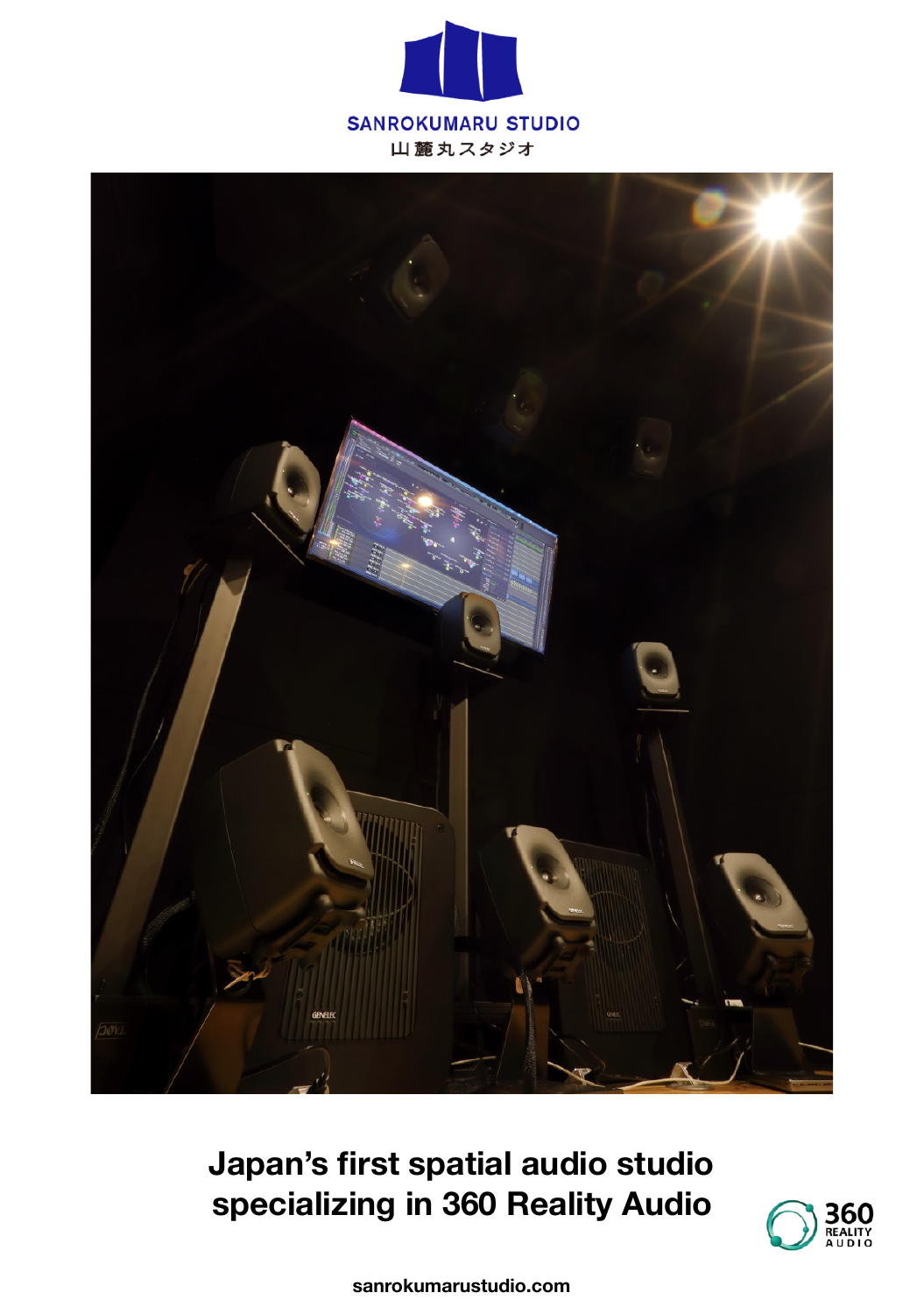SANROKUMARU STUDIO

山麓丸スタジオ

# Japan's first spatial audio studio specializing in 360 Reality Audio

360 REALITY AUDIO

sanrokumarustudio.com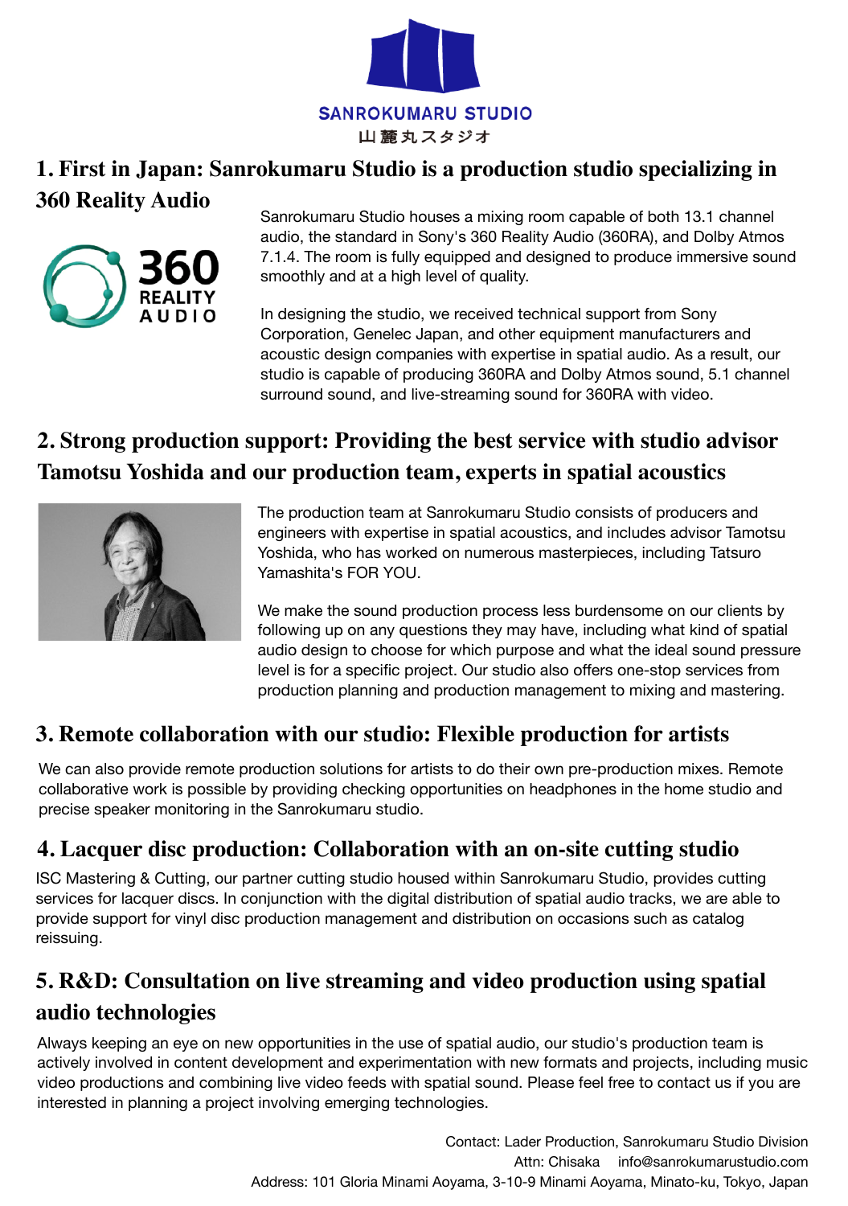SANROKUMARU STUDIO

山麓丸スタジオ

## 1. First in Japan: Sanrokumaru Studio is a production studio specializing in 360 Reality Audio

360 REALITY AUDIO

Sanrokumaru Studio houses a mixing room capable of both 13.1 channel audio, the standard in Sony's 360 Reality Audio (360RA), and Dolby Atmos 7.1.4. The room is fully equipped and designed to produce immersive sound smoothly and at a high level of quality.

In designing the studio, we received technical support from Sony Corporation, Genelec Japan, and other equipment manufacturers and acoustic design companies with expertise in spatial audio. As a result, our studio is capable of producing 360RA and Dolby Atmos sound, 5.1 channel surround sound, and live-streaming sound for 360RA with video.

## 2. Strong production support: Providing the best service with studio advisor Tamotsu Yoshida and our production team, experts in spatial acoustics

The production team at Sanrokumaru Studio consists of producers and engineers with expertise in spatial acoustics, and includes advisor Tamotsu Yoshida, who has worked on numerous masterpieces, including Tatsuro Yamashita's FOR YOU.

We make the sound production process less burdensome on our clients by following up on any questions they may have, including what kind of spatial audio design to choose for which purpose and what the ideal sound pressure level is for a specific project. Our studio also offers one-stop services from production planning and production management to mixing and mastering.

## 3. Remote collaboration with our studio: Flexible production for artists

We can also provide remote production solutions for artists to do their own pre-production mixes. Remote collaborative work is possible by providing checking opportunities on headphones in the home studio and precise speaker monitoring in the Sanrokumaru studio.

## 4. Lacquer disc production: Collaboration with an on-site cutting studio

ISC Mastering & Cutting, our partner cutting studio housed within Sanrokumaru Studio, provides cutting services for lacquer discs. In conjunction with the digital distribution of spatial audio tracks, we are able to provide support for vinyl disc production management and distribution on occasions such as catalog reissuing.

## 5. R&D: Consultation on live streaming and video production using spatial audio technologies

Always keeping an eye on new opportunities in the use of spatial audio, our studio's production team is actively involved in content development and experimentation with new formats and projects, including music video productions and combining live video feeds with spatial sound. Please feel free to contact us if you are interested in planning a project involving emerging technologies.

Contact: Lader Production, Sanrokumaru Studio Division
Attn: Chisaka info@sanrokumarustudio.com
Address: 101 Gloria Minami Aoyama, 3-10-9 Minami Aoyama, Minato-ku, Tokyo, Japan